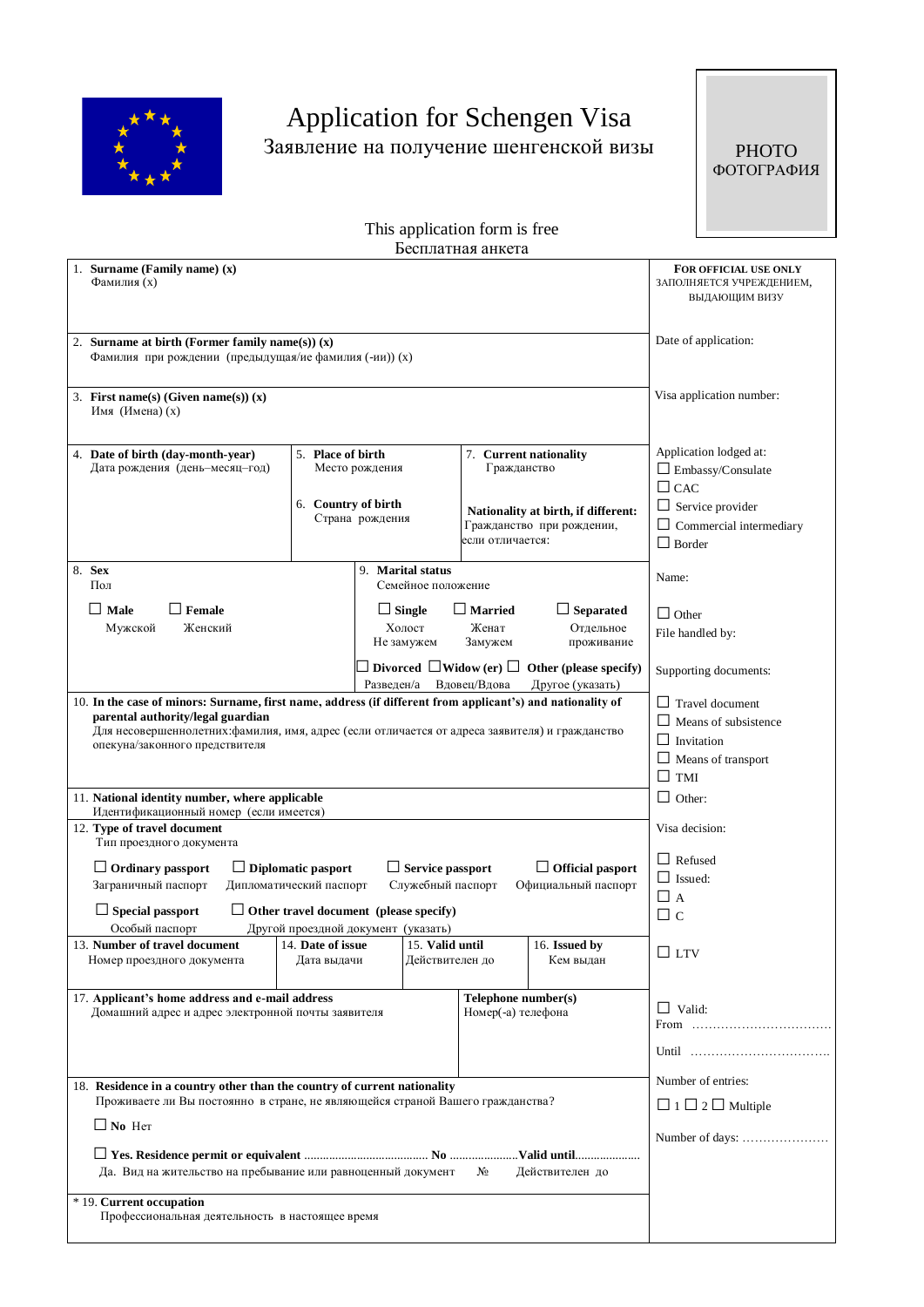# Application for Schengen Visa

## Заявление на получение шенгенской визы

PHOTO
ФОТОГРАФИЯ

This application form is free
Бесплатная анкета

| | FOR OFFICIAL USE ONLY<br>ЗАПОЛНЯЕТСЯ УЧРЕЖДЕНИЕМ, ВЫДАЮЩИМ ВИЗУ |
|---|---|
| 1. **Surname (Family name) (x)**<br>Фамилия (x) | |
| 2. **Surname at birth (Former family name(s)) (x)**<br>Фамилия при рождении (предыдущая/ие фамилия (-ии)) (x) | Date of application: |
| 3. **First name(s) (Given name(s)) (x)**<br>Имя (Имена) (x) | Visa application number: |
| 4. **Date of birth (day-month-year)**<br>Дата рождения (день–месяц–год)<br><br>5. **Place of birth**<br>Место рождения<br><br>6. **Country of birth**<br>Страна рождения<br><br>7. **Current nationality**<br>Гражданство<br><br>**Nationality at birth, if different:**<br>Гражданство при рождении, если отличается: | Application lodged at:<br>☐ Embassy/Consulate<br>☐ CAC<br>☐ Service provider<br>☐ Commercial intermediary<br>☐ Border |
| 8. **Sex**<br>Пол<br>☐ **Male** Мужской ☐ **Female** Женский<br><br>9. **Marital status**<br>Семейное положение<br>☐ **Single** Холост Не замужем ☐ **Married** Женат Замужем ☐ **Separated** Отдельное проживание<br>☐ **Divorced** Разведен/а ☐ **Widow (er)** Вдовец/Вдова ☐ **Other (please specify)** Другое (указать) | Name:<br><br>☐ Other<br>File handled by: |
| 10. **In the case of minors: Surname, first name, address (if different from applicant's) and nationality of parental authority/legal guardian**<br>Для несовершеннолетних:фамилия, имя, адрес (если отличается от адреса заявителя) и гражданство опекуна/законного представителя | Supporting documents:<br>☐ Travel document<br>☐ Means of subsistence<br>☐ Invitation<br>☐ Means of transport<br>☐ TMI<br>☐ Other: |
| 11. **National identity number, where applicable**<br>Идентификационный номер (если имеется) | |
| 12. **Type of travel document**<br>Тип проездного документа<br>☐ **Ordinary passport** Заграничный паспорт ☐ **Diplomatic passport** Дипломатический паспорт ☐ **Service passport** Служебный паспорт ☐ **Official passport** Официальный паспорт<br>☐ **Special passport** Особый паспорт ☐ **Other travel document (please specify)** Другой проездной документ (указать) | Visa decision:<br><br>☐ Refused<br>☐ Issued:<br>☐ A<br>☐ C |
| 13. **Number of travel document**<br>Номер проездного документа<br><br>14. **Date of issue**<br>Дата выдачи<br><br>15. **Valid until**<br>Действителен до<br><br>16. **Issued by**<br>Кем выдан | ☐ LTV |
| 17. **Applicant's home address and e-mail address**<br>Домашний адрес и адрес электронной почты заявителя<br><br>**Telephone number(s)**<br>Номер(-а) телефона | ☐ Valid:<br>From ……………………………<br><br>Until ……………………………. |
| 18. **Residence in a country other than the country of current nationality**<br>Проживаете ли Вы постоянно в стране, не являющейся страной Вашего гражданства?<br>☐ **No** Нет<br>☐ **Yes. Residence permit or equivalent** ………………………………… **No** ………………….**Valid until**…………………<br>Да. Вид на жительство на пребывание или равноценный документ № Действителен до | Number of entries:<br>☐ 1 ☐ 2 ☐ Multiple<br><br>Number of days: ………………… |
| * 19. **Current occupation**<br>Профессиональная деятельность в настоящее время | |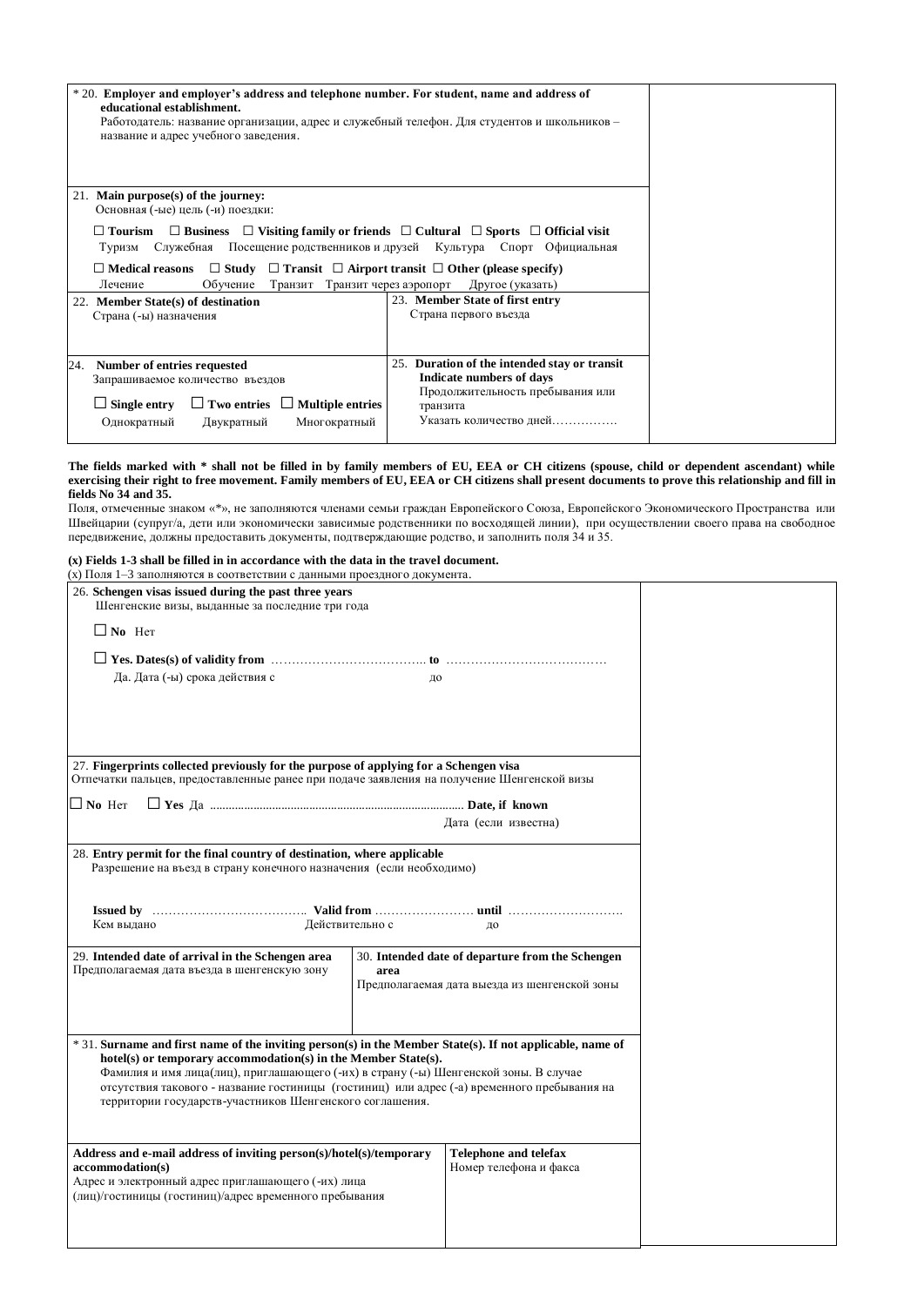| * 20. **Employer and employer's address and telephone number. For student, name and address of educational establishment.** Работодатель: название организации, адрес и служебный телефон. Для студентов и школьников – название и адрес учебного заведения. | | |
|---|---|---|
| 21. **Main purpose(s) of the journey:** Основная (-ые) цель (-и) поездки: ☐ **Tourism** Туризм ☐ **Business** Служебная ☐ **Visiting family or friends** Посещение родственников и друзей ☐ **Cultural** Культура ☐ **Sports** Спорт ☐ **Official visit** Официальная ☐ **Medical reasons** Лечение ☐ **Study** Обучение ☐ **Transit** Транзит ☐ **Airport transit** Транзит через аэропорт ☐ **Other (please specify)** Другое (указать) | | |
| 22. **Member State(s) of destination** Страна (-ы) назначения | 23. **Member State of first entry** Страна первого въезда | |
| 24. **Number of entries requested** Запрашиваемое количество въездов ☐ **Single entry** Однократный ☐ **Two entries** Двукратный ☐ **Multiple entries** Многократный | 25. **Duration of the intended stay or transit Indicate numbers of days** Продолжительность пребывания или транзита Указать количество дней……………. | |

**The fields marked with * shall not be filled in by family members of EU, EEA or CH citizens (spouse, child or dependent ascendant) while exercising their right to free movement. Family members of EU, EEA or CH citizens shall present documents to prove this relationship and fill in fields No 34 and 35.**

Поля, отмеченные знаком «*», не заполняются членами семьи граждан Европейского Союза, Европейского Экономического Пространства или Швейцарии (супруг/а, дети или экономически зависимые родственники по восходящей линии), при осуществлении своего права на свободное передвижение, должны предоставить документы, подтверждающие родство, и заполнить поля 34 и 35.

**(x) Fields 1-3 shall be filled in in accordance with the data in the travel document.**

(x) Поля 1–3 заполняются в соответствии с данными проездного документа.

| 26. **Schengen visas issued during the past three years** Шенгенские визы, выданные за последние три года ☐ **No** Нет ☐ **Yes. Date(s) of validity from** ……………………………….. **to** ………………………………… Да. Дата (-ы) срока действия с до | | |
|---|---|---|
| 27. **Fingerprints collected previously for the purpose of applying for a Schengen visa** Отпечатки пальцев, предоставленные ранее при подаче заявления на получение Шенгенской визы ☐ **No** Нет ☐ **Yes** Да ........................................................................... **Date, if known** Дата (если известна) | | |
| 28. **Entry permit for the final country of destination, where applicable** Разрешение на въезд в страну конечного назначения (если необходимо) **Issued by** ……………………………….. Кем выдано **Valid from** …………………… Действительно с **until** ………………………. до | | |
| 29. **Intended date of arrival in the Schengen area** Предполагаемая дата въезда в шенгенскую зону | 30. **Intended date of departure from the Schengen area** Предполагаемая дата выезда из шенгенской зоны | |
| * 31. **Surname and first name of the inviting person(s) in the Member State(s). If not applicable, name of hotel(s) or temporary accommodation(s) in the Member State(s).** Фамилия и имя лица(лиц), приглашающего (-их) в страну (-ы) Шенгенской зоны. В случае отсутствия такового - название гостиницы (гостиниц) или адрес (-а) временного пребывания на территории государств-участников Шенгенского соглашения. | | |
| **Address and e-mail address of inviting person(s)/hotel(s)/temporary accommodation(s)** Адрес и электронный адрес приглашающего (-их) лица (лиц)/гостиницы (гостиниц)/адрес временного пребывания | **Telephone and telefax** Номер телефона и факса | |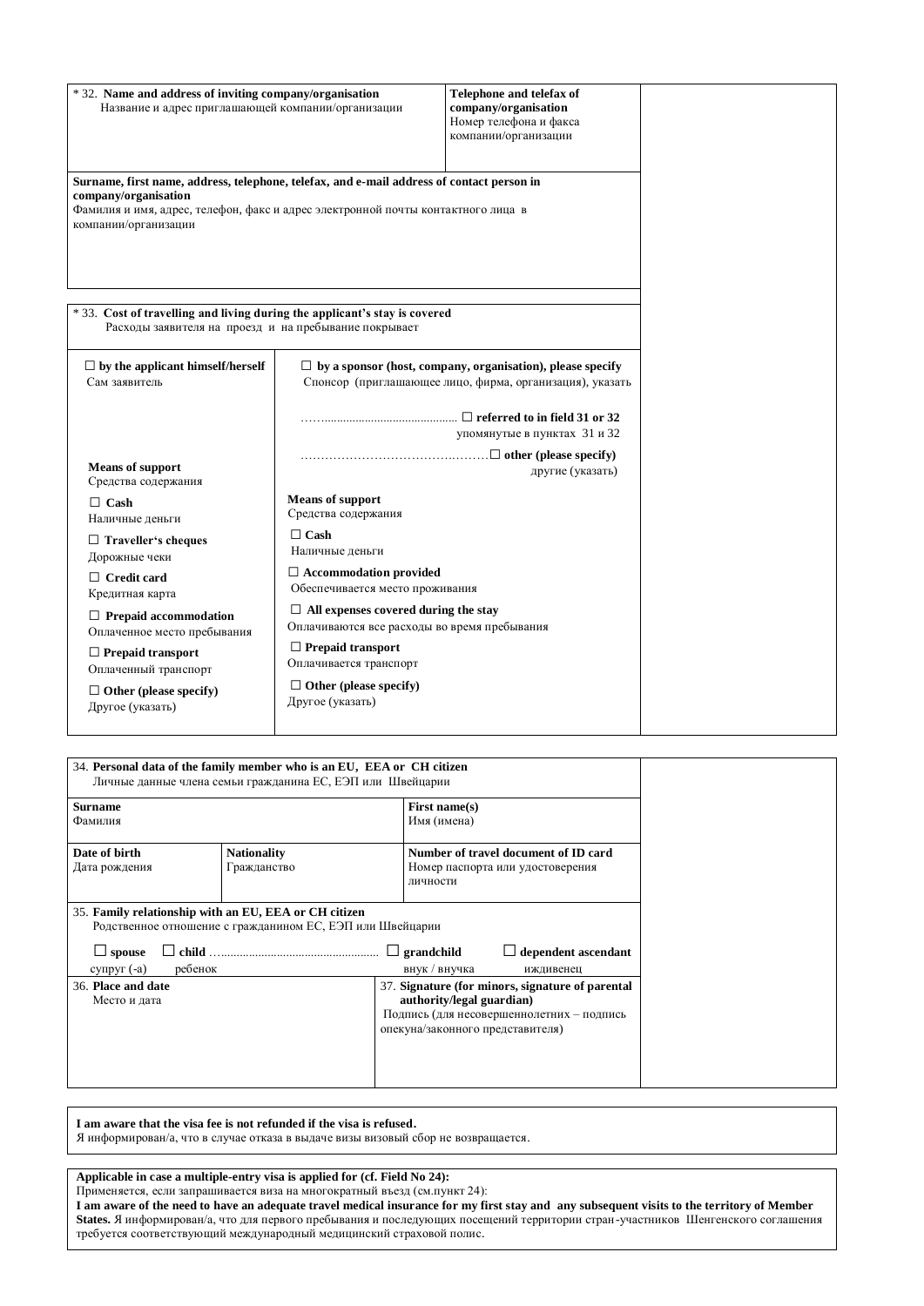| * 32. **Name and address of inviting company/organisation**<br>Название и адрес приглашающей компании/организации | **Telephone and telefax of company/organisation**<br>Номер телефона и факса компании/организации | |
|---|---|---|
| **Surname, first name, address, telephone, telefax, and e-mail address of contact person in company/organisation**<br>Фамилия и имя, адрес, телефон, факс и адрес электронной почты контактного лица в компании/организации | | |

| * 33. **Cost of travelling and living during the applicant's stay is covered**<br>Расходы заявителя на проезд и на пребывание покрывает | | |
|---|---|---|
| ☐ **by the applicant himself/herself**<br>Сам заявитель<br><br>**Means of support**<br>Средства содержания<br><br>☐ **Cash**<br>Наличные деньги<br><br>☐ **Traveller's cheques**<br>Дорожные чеки<br><br>☐ **Credit card**<br>Кредитная карта<br><br>☐ **Prepaid accommodation**<br>Оплаченное место пребывания<br><br>☐ **Prepaid transport**<br>Оплаченный транспорт<br><br>☐ **Other (please specify)**<br>Другое (указать) | ☐ **by a sponsor (host, company, organisation), please specify**<br>Спонсор (приглашающее лицо, фирма, организация), указать<br><br>............................................. ☐ **referred to in field 31 or 32**<br>упомянутые в пунктах 31 и 32<br><br>............................................. ☐ **other (please specify)**<br>другие (указать)<br><br>**Means of support**<br>Средства содержания<br><br>☐ **Cash**<br>Наличные деньги<br><br>☐ **Accommodation provided**<br>Обеспечивается место проживания<br><br>☐ **All expenses covered during the stay**<br>Оплачиваются все расходы во время пребывания<br><br>☐ **Prepaid transport**<br>Оплачивается транспорт<br><br>☐ **Other (please specify)**<br>Другое (указать) | |

| 34. **Personal data of the family member who is an EU, EEA or CH citizen**<br>Личные данные члена семьи гражданина ЕС, ЕЭП или Швейцарии | | | |
|---|---|---|---|
| **Surname**<br>Фамилия | | **First name(s)**<br>Имя (имена) | |
| **Date of birth**<br>Дата рождения | **Nationality**<br>Гражданство | **Number of travel document of ID card**<br>Номер паспорта или удостоверения личности | |
| 35. **Family relationship with an EU, EEA or CH citizen**<br>Родственное отношение с гражданином ЕС, ЕЭП или Швейцарии<br><br>☐ **spouse** супруг (-а) ☐ **child** ребенок ............................................. ☐ **grandchild** внук / внучка ☐ **dependent ascendant** иждивенец | | | |
| 36. **Place and date**<br>Место и дата | | 37. **Signature (for minors, signature of parental authority/legal guardian)**<br>Подпись (для несовершеннолетних – подпись опекуна/законного представителя) | |

**I am aware that the visa fee is not refunded if the visa is refused.**
Я информирован/а, что в случае отказа в выдаче визы визовый сбор не возвращается.

**Applicable in case a multiple-entry visa is applied for (cf. Field No 24):**
Применяется, если запрашивается виза на многократный въезд (см.пункт 24):
**I am aware of the need to have an adequate travel medical insurance for my first stay and any subsequent visits to the territory of Member States.** Я информирован/а, что для первого пребывания и последующих посещений территории стран-участников Шенгенского соглашения требуется соответствующий международный медицинский страховой полис.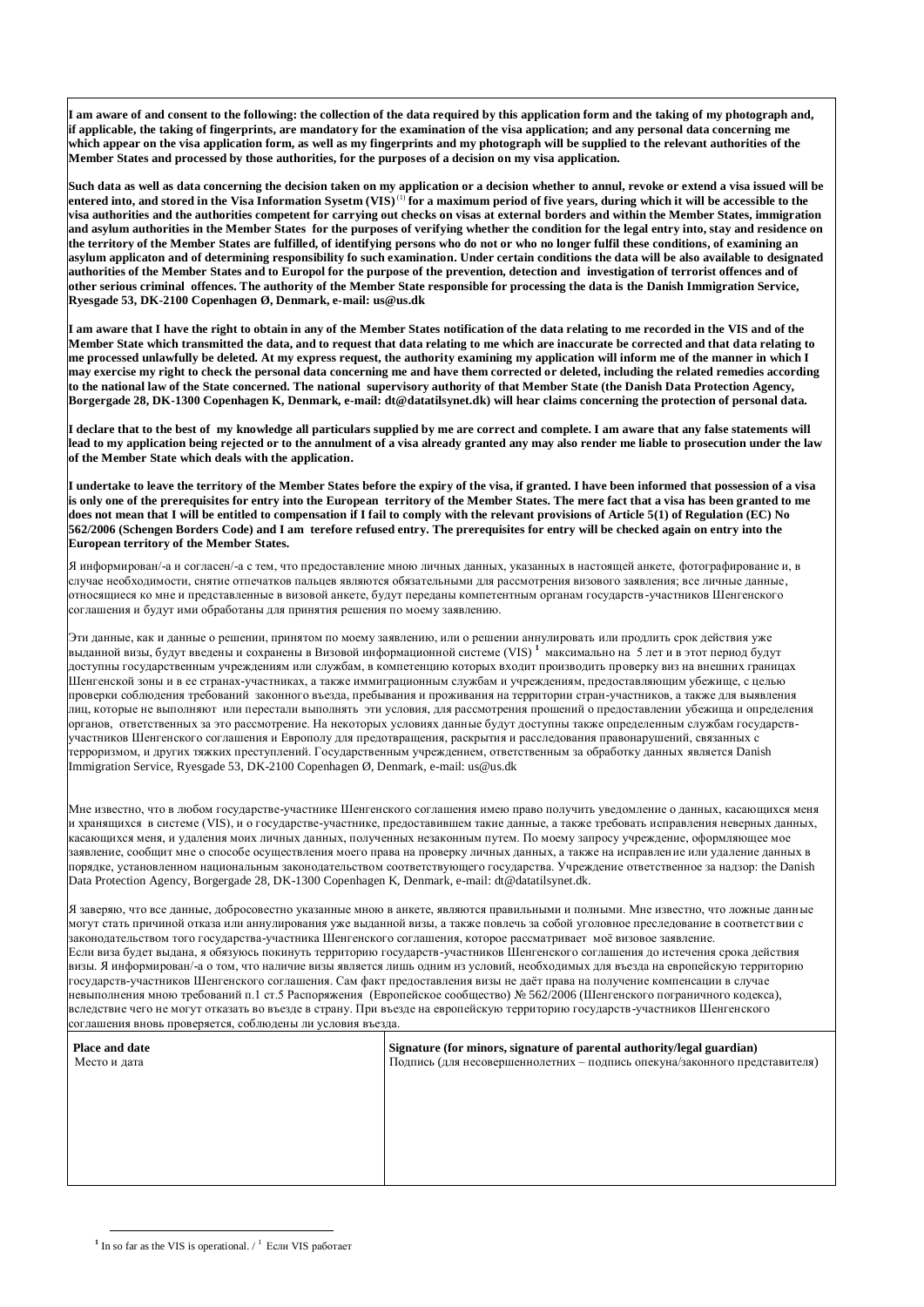**I am aware of and consent to the following: the collection of the data required by this application form and the taking of my photograph and, if applicable, the taking of fingerprints, are mandatory for the examination of the visa application; and any personal data concerning me which appear on the visa application form, as well as my fingerprints and my photograph will be supplied to the relevant authorities of the Member States and processed by those authorities, for the purposes of a decision on my visa application.**

**Such data as well as data concerning the decision taken on my application or a decision whether to annul, revoke or extend a visa issued will be entered into, and stored in the Visa Information Sysetm (VIS)[1] for a maximum period of five years, during which it will be accessible to the visa authorities and the authorities competent for carrying out checks on visas at external borders and within the Member States, immigration and asylum authorities in the Member States for the purposes of verifying whether the condition for the legal entry into, stay and residence on the territory of the Member States are fulfilled, of identifying persons who do not or who no longer fulfil these conditions, of examining an asylum applicaton and of determining responsibility fo such examination. Under certain conditions the data will be also available to designated authorities of the Member States and to Europol for the purpose of the prevention, detection and investigation of terrorist offences and of other serious criminal offences. The authority of the Member State responsible for processing the data is the Danish Immigration Service, Ryesgade 53, DK-2100 Copenhagen Ø, Denmark, e-mail: us@us.dk**

**I am aware that I have the right to obtain in any of the Member States notification of the data relating to me recorded in the VIS and of the Member State which transmitted the data, and to request that data relating to me which are inaccurate be corrected and that data relating to me processed unlawfully be deleted. At my express request, the authority examining my application will inform me of the manner in which I may exercise my right to check the personal data concerning me and have them corrected or deleted, including the related remedies according to the national law of the State concerned. The national supervisory authority of that Member State (the Danish Data Protection Agency, Borgergade 28, DK-1300 Copenhagen K, Denmark, e-mail: dt@datatilsynet.dk) will hear claims concerning the protection of personal data.**

**I declare that to the best of my knowledge all particulars supplied by me are correct and complete. I am aware that any false statements will lead to my application being rejected or to the annulment of a visa already granted any may also render me liable to prosecution under the law of the Member State which deals with the application.**

**I undertake to leave the territory of the Member States before the expiry of the visa, if granted. I have been informed that possession of a visa is only one of the prerequisites for entry into the European territory of the Member States. The mere fact that a visa has been granted to me does not mean that I will be entitled to compensation if I fail to comply with the relevant provisions of Article 5(1) of Regulation (EC) No 562/2006 (Schengen Borders Code) and I am terefore refused entry. The prerequisites for entry will be checked again on entry into the European territory of the Member States.**

Я информирован/-а и согласен/-а с тем, что предоставление мною личных данных, указанных в настоящей анкете, фотографирование и, в случае необходимости, снятие отпечатков пальцев являются обязательными для рассмотрения визового заявления; все личные данные, относящиеся ко мне и представленные в визовой анкете, будут переданы компетентным органам государств-участников Шенгенского соглашения и будут ими обработаны для принятия решения по моему заявлению.

Эти данные, как и данные о решении, принятом по моему заявлению, или о решении аннулировать или продлить срок действия уже выданной визы, будут введены и сохранены в Визовой информационной системе (VIS)[1] максимально на 5 лет и в этот период будут доступны государственным учреждениям или службам, в компетенцию которых входит производить проверку виз на внешних границах Шенгенской зоны и в ее странах-участниках, а также иммиграционным службам и учреждениям, предоставляющим убежище, с целью проверки соблюдения требований законного въезда, пребывания и проживания на территории стран-участников, а также для выявления лиц, которые не выполняют или перестали выполнять эти условия, для рассмотрения прошений о предоставлении убежища и определения органов, ответственных за это рассмотрение. На некоторых условиях данные будут доступны также определенным службам государств-участников Шенгенского соглашения и Европолу для предотвращения, раскрытия и расследования правонарушений, связанных с терроризмом, и других тяжких преступлений. Государственным учреждением, ответственным за обработку данных является Danish Immigration Service, Ryesgade 53, DK-2100 Copenhagen Ø, Denmark, e-mail: us@us.dk

Мне известно, что в любом государстве-участнике Шенгенского соглашения имею право получить уведомление о данных, касающихся меня и хранящихся в системе (VIS), и о государстве-участнике, предоставившем такие данные, а также требовать исправления неверных данных, касающихся меня, и удаления моих личных данных, полученных незаконным путем. По моему запросу учреждение, оформляющее мое заявление, сообщит мне о способе осуществления моего права на проверку личных данных, а также на исправление или удаление данных в порядке, установленном национальным законодательством соответствующего государства. Учреждение ответственное за надзор: the Danish Data Protection Agency, Borgergade 28, DK-1300 Copenhagen K, Denmark, e-mail: dt@datatilsynet.dk.

Я заверяю, что все данные, добросовестно указанные мною в анкете, являются правильными и полными. Мне известно, что ложные данные могут стать причиной отказа или аннулирования уже выданной визы, а также повлечь за собой уголовное преследование в соответствии с законодательством того государства-участника Шенгенского соглашения, которое рассматривает моё визовое заявление.
Если виза будет выдана, я обязуюсь покинуть территорию государств-участников Шенгенского соглашения до истечения срока действия визы. Я информирован/-а о том, что наличие визы является лишь одним из условий, необходимых для въезда на европейскую территорию государств-участников Шенгенского соглашения. Сам факт предоставления визы не даёт права на получение компенсации в случае невыполнения мною требований п.1 ст.5 Распоряжения (Европейское сообщество) № 562/2006 (Шенгенского пограничного кодекса), вследствие чего не могут отказать во въезде в страну. При въезде на европейскую территорию государств-участников Шенгенского соглашения вновь проверяется, соблюдены ли условия въезда.

| **Place and date**<br>Место и дата | **Signature (for minors, signature of parental authority/legal guardian)**<br>Подпись (для несовершеннолетних – подпись опекуна/законного представителя) |
| --- | --- |
| | |

[1] In so far as the VIS is operational. / [1] Если VIS работает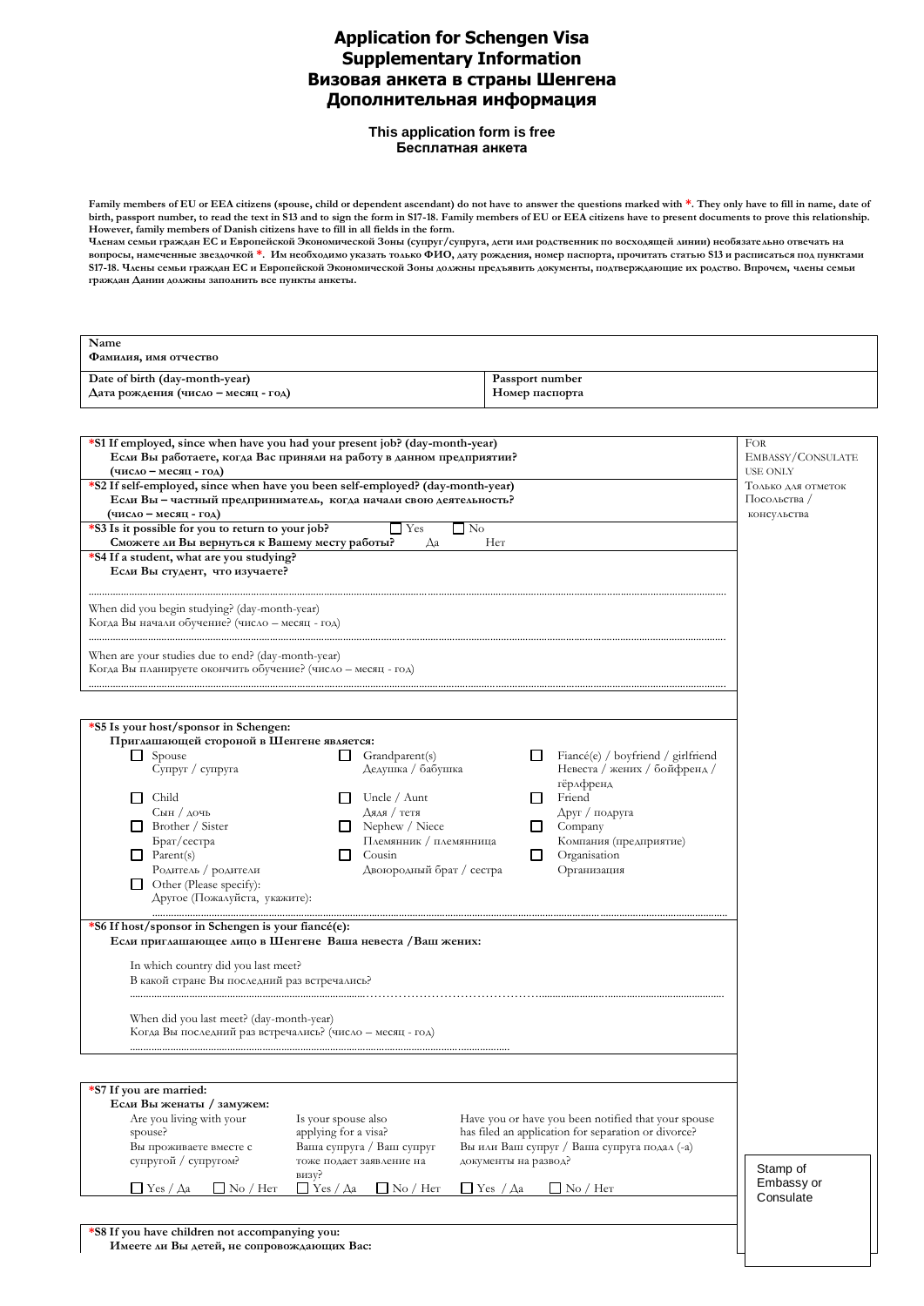# Application for Schengen Visa
# Supplementary Information
# Визовая анкета в страны Шенгена
# Дополнительная информация

**This application form is free**
**Бесплатная анкета**

**Family members of EU or EEA citizens (spouse, child or dependent ascendant) do not have to answer the questions marked with *. They only have to fill in name, date of birth, passport number, to read the text in S13 and to sign the form in S17-18. Family members of EU or EEA citizens have to present documents to prove this relationship. However, family members of Danish citizens have to fill in all fields in the form.**
**Членам семьи граждан ЕС и Европейской Экономической Зоны (супруг/супруга, дети или родственник по восходящей линии) необязательно отвечать на вопросы, намеченные звездочкой *. Им необходимо указать только ФИО, дату рождения, номер паспорта, прочитать статью S13 и расписаться под пунктами S17-18. Члены семьи граждан ЕС и Европейской Экономической Зоны должны предъявить документы, подтверждающие их родство. Впрочем, члены семьи граждан Дании должны заполнить все пункты анкеты.**

| **Name** / **Фамилия, имя отчество** | |
|---|---|
| **Date of birth (day-month-year)** / **Дата рождения (число – месяц - год)** | **Passport number** / **Номер паспорта** |

FOR EMBASSY/CONSULATE USE ONLY
Только для отметок Посольства / консульства

**\*S1 If employed, since when have you had your present job? (day-month-year)**
**Если Вы работаете, когда Вас приняли на работу в данном предприятии? (число – месяц - год)**

**\*S2 If self-employed, since when have you been self-employed? (day-month-year)**
**Если Вы – частный предприниматель, когда начали свою деятельность? (число – месяц - год)**

**\*S3 Is it possible for you to return to your job?** ☐ Yes / Да ☐ No / Нет
**Сможете ли Вы вернуться к Вашему месту работы?**

**\*S4 If a student, what are you studying?**
**Если Вы студент, что изучаете?**

..................................................................................................................................

When did you begin studying? (day-month-year)
Когда Вы начали обучение? (число – месяц - год)

..................................................................................................................................

When are your studies due to end? (day-month-year)
Когда Вы планируете окончить обучение? (число – месяц - год)

..................................................................................................................................

**\*S5 Is your host/sponsor in Schengen:**
**Приглашающей стороной в Шенгене является:**

- ☐ Spouse / Супруг / супруга
- ☐ Grandparent(s) / Дедушка / бабушка
- ☐ Fiancé(e) / boyfriend / girlfriend / Невеста / жених / бойфренд / гёрлфренд
- ☐ Child / Сын / дочь
- ☐ Uncle / Aunt / Дядя / тетя
- ☐ Friend / Друг / подруга
- ☐ Brother / Sister / Брат/сестра
- ☐ Nephew / Niece / Племянник / племянница
- ☐ Company / Компания (предприятие)
- ☐ Parent(s) / Родитель / родители
- ☐ Cousin / Двоюродный брат / сестра
- ☐ Organisation / Организация
- ☐ Other (Please specify): / Другое (Пожалуйста, укажите):

..................................................................................................................................

**\*S6 If host/sponsor in Schengen is your fiancé(e):**
**Если приглашающее лицо в Шенгене Ваша невеста /Ваш жених:**

In which country did you last meet?
В какой стране Вы последний раз встречались?

..................................................................................................................................

When did you last meet? (day-month-year)
Когда Вы последний раз встречались? (число – месяц - год)

..................................................................................................................................

**\*S7 If you are married:**
**Если Вы женаты / замужем:**

| Are you living with your spouse? / Вы проживаете вместе с супругой / супругом? | Is your spouse also applying for a visa? / Ваша супруга / Ваш супруг тоже подает заявление на визу? | Have you or have you been notified that your spouse has filed an application for separation or divorce? / Вы или Ваш супруг / Ваша супруга подал (-а) документы на развод? |
|---|---|---|
| ☐ Yes / Да ☐ No / Нет | ☐ Yes / Да ☐ No / Нет | ☐ Yes / Да ☐ No / Нет |

Stamp of Embassy or Consulate

**\*S8 If you have children not accompanying you:**
**Имеете ли Вы детей, не сопровождающих Вас:**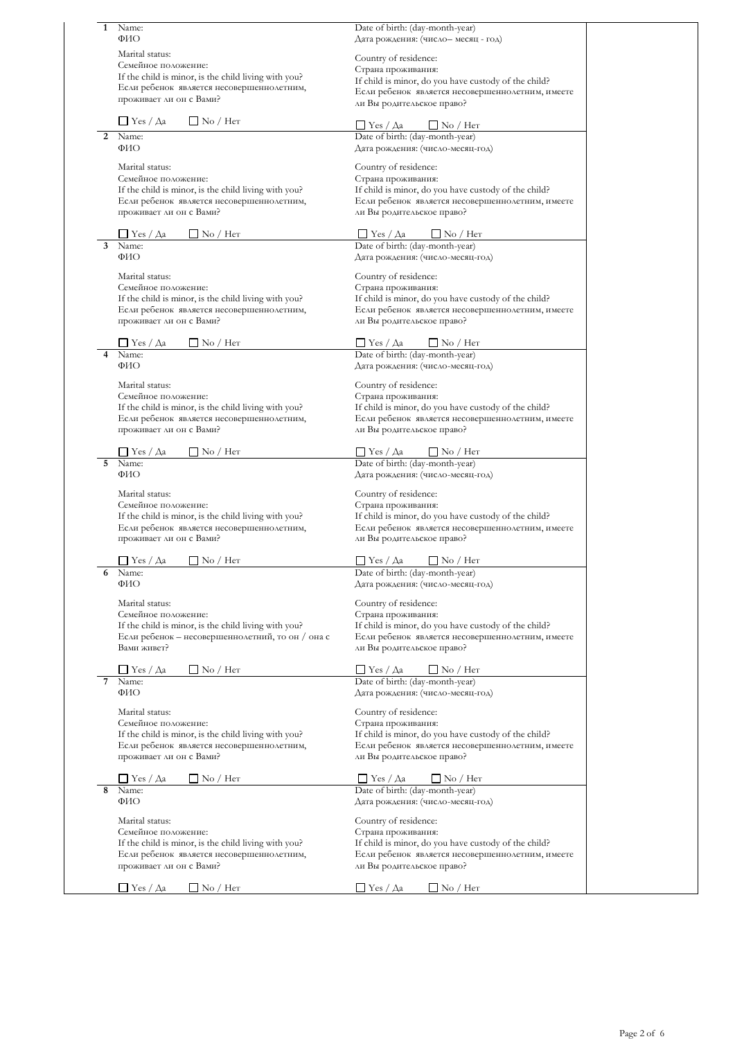| | | | |
|---|---|---|---|
| **1** | Name:<br>ФИО<br><br>Marital status:<br>Семейное положение:<br>If the child is minor, is the child living with you?<br>Если ребенок является несовершеннолетним, проживает ли он с Вами?<br><br>☐ Yes / Да ☐ No / Нет | Date of birth: (day-month-year)<br>Дата рождения: (число– месяц - год)<br><br>Country of residence:<br>Страна проживания:<br>If child is minor, do you have custody of the child?<br>Если ребенок является несовершеннолетним, имеете ли Вы родительское право?<br><br>☐ Yes / Да ☐ No / Нет | |
| **2** | Name:<br>ФИО<br><br>Marital status:<br>Семейное положение:<br>If the child is minor, is the child living with you?<br>Если ребенок является несовершеннолетним, проживает ли он с Вами?<br><br>☐ Yes / Да ☐ No / Нет | Date of birth: (day-month-year)<br>Дата рождения: (число-месяц-год)<br><br>Country of residence:<br>Страна проживания:<br>If child is minor, do you have custody of the child?<br>Если ребенок является несовершеннолетним, имеете ли Вы родительское право?<br><br>☐ Yes / Да ☐ No / Нет | |
| **3** | Name:<br>ФИО<br><br>Marital status:<br>Семейное положение:<br>If the child is minor, is the child living with you?<br>Если ребенок является несовершеннолетним, проживает ли он с Вами?<br><br>☐ Yes / Да ☐ No / Нет | Date of birth: (day-month-year)<br>Дата рождения: (число-месяц-год)<br><br>Country of residence:<br>Страна проживания:<br>If child is minor, do you have custody of the child?<br>Если ребенок является несовершеннолетним, имеете ли Вы родительское право?<br><br>☐ Yes / Да ☐ No / Нет | |
| **4** | Name:<br>ФИО<br><br>Marital status:<br>Семейное положение:<br>If the child is minor, is the child living with you?<br>Если ребенок является несовершеннолетним, проживает ли он с Вами?<br><br>☐ Yes / Да ☐ No / Нет | Date of birth: (day-month-year)<br>Дата рождения: (число-месяц-год)<br><br>Country of residence:<br>Страна проживания:<br>If child is minor, do you have custody of the child?<br>Если ребенок является несовершеннолетним, имеете ли Вы родительское право?<br><br>☐ Yes / Да ☐ No / Нет | |
| **5** | Name:<br>ФИО<br><br>Marital status:<br>Семейное положение:<br>If the child is minor, is the child living with you?<br>Если ребенок является несовершеннолетним, проживает ли он с Вами?<br><br>☐ Yes / Да ☐ No / Нет | Date of birth: (day-month-year)<br>Дата рождения: (число-месяц-год)<br><br>Country of residence:<br>Страна проживания:<br>If child is minor, do you have custody of the child?<br>Если ребенок является несовершеннолетним, имеете ли Вы родительское право?<br><br>☐ Yes / Да ☐ No / Нет | |
| **6** | Name:<br>ФИО<br><br>Marital status:<br>Семейное положение:<br>If the child is minor, is the child living with you?<br>Если ребенок – несовершеннолетний, то он / она с Вами живет?<br><br>☐ Yes / Да ☐ No / Нет | Date of birth: (day-month-year)<br>Дата рождения: (число-месяц-год)<br><br>Country of residence:<br>Страна проживания:<br>If child is minor, do you have custody of the child?<br>Если ребенок является несовершеннолетним, имеете ли Вы родительское право?<br><br>☐ Yes / Да ☐ No / Нет | |
| **7** | Name:<br>ФИО<br><br>Marital status:<br>Семейное положение:<br>If the child is minor, is the child living with you?<br>Если ребенок является несовершеннолетним, проживает ли он с Вами?<br><br>☐ Yes / Да ☐ No / Нет | Date of birth: (day-month-year)<br>Дата рождения: (число-месяц-год)<br><br>Country of residence:<br>Страна проживания:<br>If child is minor, do you have custody of the child?<br>Если ребенок является несовершеннолетним, имеете ли Вы родительское право?<br><br>☐ Yes / Да ☐ No / Нет | |
| **8** | Name:<br>ФИО<br><br>Marital status:<br>Семейное положение:<br>If the child is minor, is the child living with you?<br>Если ребенок является несовершеннолетним, проживает ли он с Вами?<br><br>☐ Yes / Да ☐ No / Нет | Date of birth: (day-month-year)<br>Дата рождения: (число-месяц-год)<br><br>Country of residence:<br>Страна проживания:<br>If child is minor, do you have custody of the child?<br>Если ребенок является несовершеннолетним, имеете ли Вы родительское право?<br><br>☐ Yes / Да ☐ No / Нет | |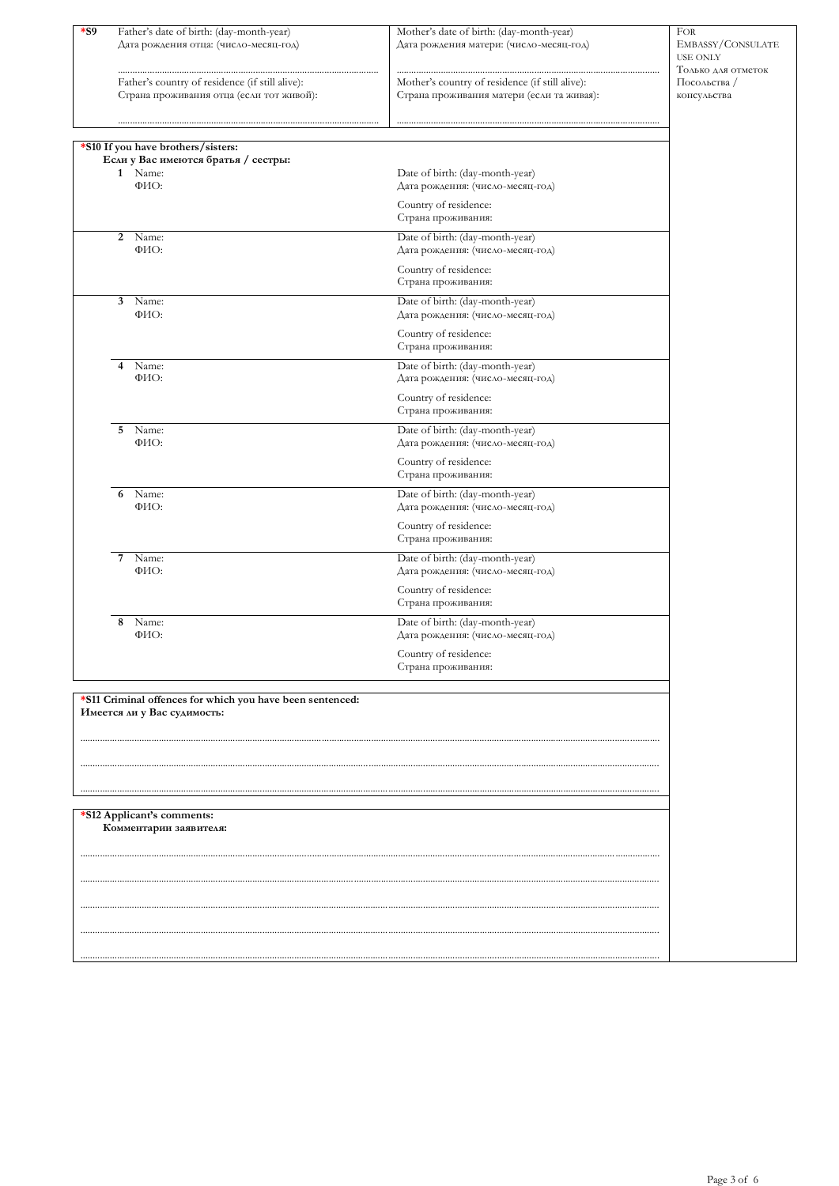**\*S9** Father's date of birth: (day-month-year)
Дата рождения отца: (число-месяц-год)

.............................................................................................

Father's country of residence (if still alive):
Страна проживания отца (если тот живой):

.............................................................................................

Mother's date of birth: (day-month-year)
Дата рождения матери: (число-месяц-год)

.............................................................................................

Mother's country of residence (if still alive):
Страна проживания матери (если та живая):

.............................................................................................

FOR EMBASSY/CONSULATE USE ONLY
Только для отметок Посольства / консульства

---

**\*S10 If you have brothers/sisters:**
**Если у Вас имеются братья / сестры:**

| | Name: / ФИО: | Date of birth: (day-month-year) / Дата рождения: (число-месяц-год) | Country of residence: / Страна проживания: |
|---|---|---|---|
| 1 | | | |
| 2 | | | |
| 3 | | | |
| 4 | | | |
| 5 | | | |
| 6 | | | |
| 7 | | | |
| 8 | | | |

---

**\*S11 Criminal offences for which you have been sentenced:**
**Имеется ли у Вас судимость:**

.............................................................................................

.............................................................................................

.............................................................................................

---

**\*S12 Applicant's comments:**
**Комментарии заявителя:**

.............................................................................................

.............................................................................................

.............................................................................................

.............................................................................................

.............................................................................................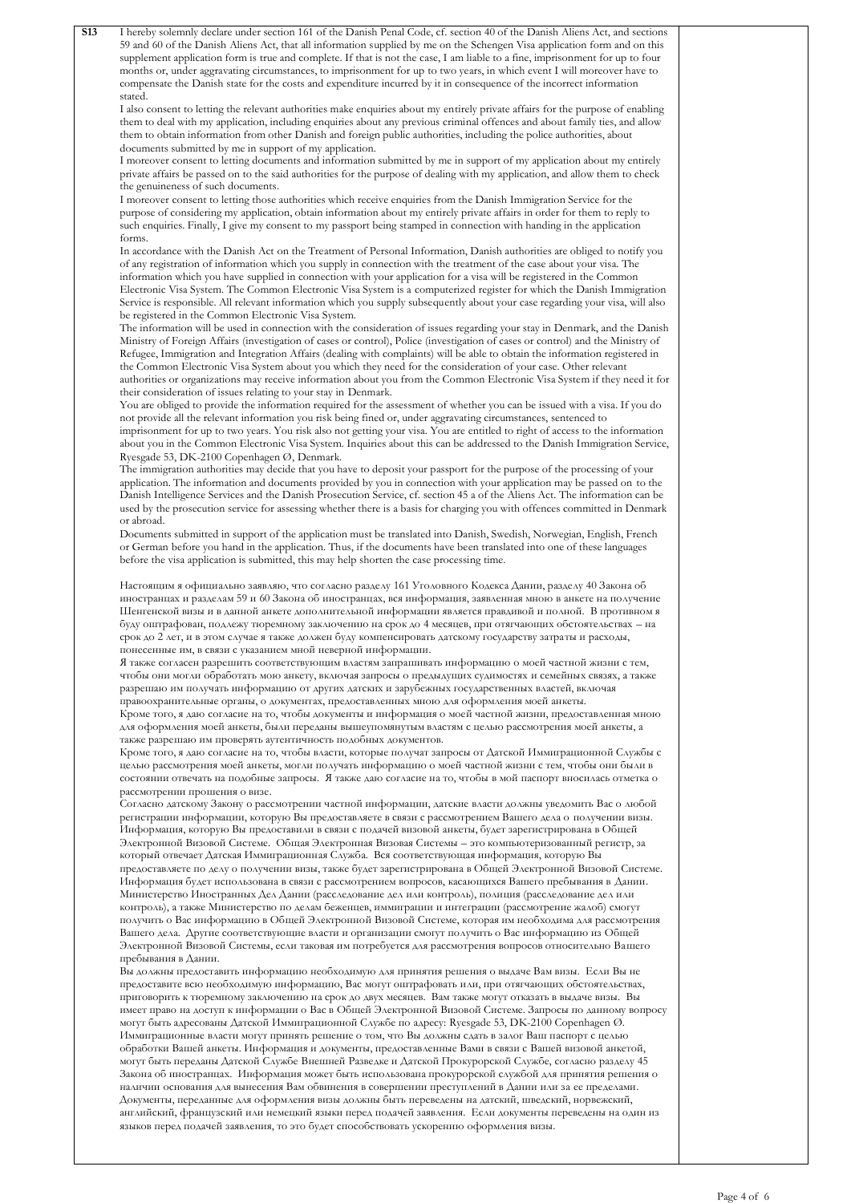| S13 | I hereby solemnly declare under section 161 of the Danish Penal Code, cf. section 40 of the Danish Aliens Act, and sections 59 and 60 of the Danish Aliens Act, that all information supplied by me on the Schengen Visa application form and on this supplement application form is true and complete. If that is not the case, I am liable to a fine, imprisonment for up to four months or, under aggravating circumstances, to imprisonment for up to two years, in which event I will moreover have to compensate the Danish state for the costs and expenditure incurred by it in consequence of the incorrect information stated.<br>I also consent to letting the relevant authorities make enquiries about my entirely private affairs for the purpose of enabling them to deal with my application, including enquiries about any previous criminal offences and about family ties, and allow them to obtain information from other Danish and foreign public authorities, including the police authorities, about documents submitted by me in support of my application.<br>I moreover consent to letting documents and information submitted by me in support of my application about my entirely private affairs be passed on to the said authorities for the purpose of dealing with my application, and allow them to check the genuineness of such documents.<br>I moreover consent to letting those authorities which receive enquiries from the Danish Immigration Service for the purpose of considering my application, obtain information about my entirely private affairs in order for them to reply to such enquiries. Finally, I give my consent to my passport being stamped in connection with handing in the application forms.<br>In accordance with the Danish Act on the Treatment of Personal Information, Danish authorities are obliged to notify you of any registration of information which you supply in connection with the treatment of the case about your visa. The information which you have supplied in connection with your application for a visa will be registered in the Common Electronic Visa System. The Common Electronic Visa System is a computerized register for which the Danish Immigration Service is responsible. All relevant information which you supply subsequently about your case regarding your visa, will also be registered in the Common Electronic Visa System.<br>The information will be used in connection with the consideration of issues regarding your stay in Denmark, and the Danish Ministry of Foreign Affairs (investigation of cases or control), Police (investigation of cases or control) and the Ministry of Refugee, Immigration and Integration Affairs (dealing with complaints) will be able to obtain the information registered in the Common Electronic Visa System about you which they need for the consideration of your case. Other relevant authorities or organizations may receive information about you from the Common Electronic Visa System if they need it for their consideration of issues relating to your stay in Denmark.<br>You are obliged to provide the information required for the assessment of whether you can be issued with a visa. If you do not provide all the relevant information you risk being fined or, under aggravating circumstances, sentenced to imprisonment for up to two years. You risk also not getting your visa. You are entitled to right of access to the information about you in the Common Electronic Visa System. Inquiries about this can be addressed to the Danish Immigration Service, Ryesgade 53, DK-2100 Copenhagen Ø, Denmark.<br>The immigration authorities may decide that you have to deposit your passport for the purpose of the processing of your application. The information and documents provided by you in connection with your application may be passed on to the Danish Intelligence Services and the Danish Prosecution Service, cf. section 45 a of the Aliens Act. The information can be used by the prosecution service for assessing whether there is a basis for charging you with offences committed in Denmark or abroad.<br>Documents submitted in support of the application must be translated into Danish, Swedish, Norwegian, English, French or German before you hand in the application. Thus, if the documents have been translated into one of these languages before the visa application is submitted, this may help shorten the case processing time.<br><br>Настоящим я официально заявляю, что согласно разделу 161 Уголовного Кодекса Дании, разделу 40 Закона об иностранцах и разделам 59 и 60 Закона об иностранцах, вся информация, заявленная мною в анкете на получение Шенгенской визы и в данной анкете дополнительной информации является правдивой и полной. В противном я буду оштрафован, подлежу тюремному заключению на срок до 4 месяцев, при отягчающих обстоятельствах – на срок до 2 лет, и в этом случае я также должен буду компенсировать датскому государству затраты и расходы, понесенные им, в связи с указанием мной неверной информации.<br>Я также согласен разрешить соответствующим властям запрашивать информацию о моей частной жизни с тем, чтобы они могли обработать мою анкету, включая запросы о предыдущих судимостях и семейных связях, а также разрешаю им получать информацию от других датских и зарубежных государственных властей, включая правоохранительные органы, о документах, предоставленных мною для оформления моей анкеты.<br>Кроме того, я даю согласие на то, чтобы документы и информация о моей частной жизни, предоставленная мною для оформления моей анкеты, были переданы вышеупомянутым властям с целью рассмотрения моей анкеты, а также разрешаю им проверять аутентичность подобных документов.<br>Кроме того, я даю согласие на то, чтобы власти, которые получат запросы от Датской Иммиграционной Службы с целью рассмотрения моей анкеты, могли получать информацию о моей частной жизни с тем, чтобы они были в состоянии отвечать на подобные запросы. Я также даю согласие на то, чтобы в мой паспорт вносилась отметка о рассмотрении прошения о визе.<br>Согласно датскому Закону о рассмотрении частной информации, датские власти должны уведомить Вас о любой регистрации информации, которую Вы предоставляете в связи с рассмотрением Вашего дела о получении визы. Информация, которую Вы предоставили в связи с подачей визовой анкеты, будет зарегистрирована в Общей Электронной Визовой Системе. Общая Электронная Визовая Системы – это компьютеризованный регистр, за который отвечает Датская Иммиграционная Служба. Вся соответствующая информация, которую Вы предоставляете по делу о получении визы, также будет зарегистрирована в Общей Электронной Визовой Системе.<br>Информация будет использована в связи с рассмотрением вопросов, касающихся Вашего пребывания в Дании. Министерство Иностранных Дел Дании (расследование дел или контроль), полиция (расследование дел или контроль), а также Министерство по делам беженцев, иммиграции и интеграции (рассмотрение жалоб) смогут получить о Вас информацию в Общей Электронной Визовой Системе, которая им необходима для рассмотрения Вашего дела. Другие соответствующие власти и организации смогут получить о Вас информацию из Общей Электронной Визовой Системы, если таковая им потребуется для рассмотрения вопросов относительно Вашего пребывания в Дании.<br>Вы должны предоставить информацию необходимую для принятия решения о выдаче Вам визы. Если Вы не предоставите всю необходимую информацию, Вас могут оштрафовать или, при отягчающих обстоятельствах, приговорить к тюремному заключению на срок до двух месяцев. Вам также могут отказать в выдаче визы. Вы имеет право на доступ к информации о Вас в Общей Электронной Визовой Системе. Запросы по данному вопросу могут быть адресованы Датской Иммиграционной Службе по адресу: Ryesgade 53, DK-2100 Copenhagen Ø.<br>Иммиграционные власти могут принять решение о том, что Вы должны сдать в залог Ваш паспорт с целью обработки Вашей анкеты. Информация и документы, предоставленные Вами в связи с Вашей визовой анкетой, могут быть переданы Датской Службе Внешней Разведке и Датской Прокурорской Службе, согласно разделу 45 Закона об иностранцах. Информация может быть использована прокурорской службой для принятия решения о наличии основания для вынесения Вам обвинения в совершении преступлений в Дании или за ее пределами.<br>Документы, переданные для оформления визы должны быть переведены на датский, шведский, норвежский, английский, французский или немецкий языки перед подачей заявления. Если документы переведены на один из языков перед подачей заявления, то это будет способствовать ускорению оформления визы. | |
|---|---|---|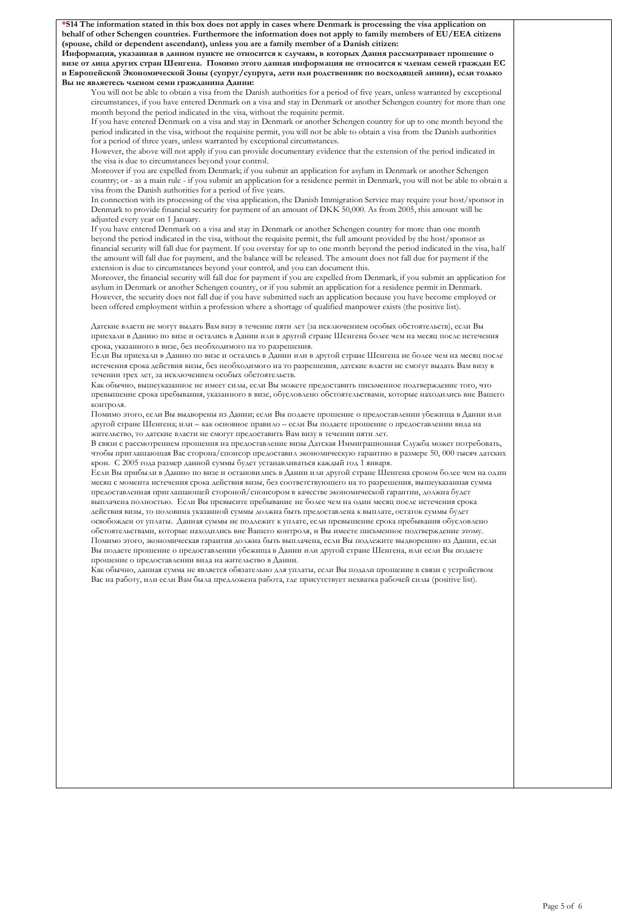**\*S14 The information stated in this box does not apply in cases where Denmark is processing the visa application on behalf of other Schengen countries. Furthermore the information does not apply to family members of EU/EEA citizens (spouse, child or dependent ascendant), unless you are a family member of a Danish citizen:**

**Информация, указанная в данном пункте не относится к случаям, в которых Дания рассматривает прошение о визе от лица других стран Шенгена. Помимо этого данная информация не относится к членам семей граждан ЕС и Европейской Экономической Зоны (супруг/супруга, дети или родственник по восходящей линии), если только Вы не являетесь членом семи гражданина Дании:**

You will not be able to obtain a visa from the Danish authorities for a period of five years, unless warranted by exceptional circumstances, if you have entered Denmark on a visa and stay in Denmark or another Schengen country for more than one month beyond the period indicated in the visa, without the requisite permit.

If you have entered Denmark on a visa and stay in Denmark or another Schengen country for up to one month beyond the period indicated in the visa, without the requisite permit, you will not be able to obtain a visa from the Danish authorities for a period of three years, unless warranted by exceptional circumstances.

However, the above will not apply if you can provide documentary evidence that the extension of the period indicated in the visa is due to circumstances beyond your control.

Moreover if you are expelled from Denmark; if you submit an application for asylum in Denmark or another Schengen country; or - as a main rule - if you submit an application for a residence permit in Denmark, you will not be able to obtain a visa from the Danish authorities for a period of five years.

In connection with its processing of the visa application, the Danish Immigration Service may require your host/sponsor in Denmark to provide financial security for payment of an amount of DKK 50,000. As from 2005, this amount will be adjusted every year on 1 January.

If you have entered Denmark on a visa and stay in Denmark or another Schengen country for more than one month beyond the period indicated in the visa, without the requisite permit, the full amount provided by the host/sponsor as financial security will fall due for payment. If you overstay for up to one month beyond the period indicated in the visa, half the amount will fall due for payment, and the balance will be released. The amount does not fall due for payment if the extension is due to circumstances beyond your control, and you can document this.

Moreover, the financial security will fall due for payment if you are expelled from Denmark, if you submit an application for asylum in Denmark or another Schengen country, or if you submit an application for a residence permit in Denmark. However, the security does not fall due if you have submitted such an application because you have become employed or been offered employment within a profession where a shortage of qualified manpower exists (the positive list).

Датские власти не могут выдать Вам визу в течение пяти лет (за исключением особых обстоятельств), если Вы приехали в Данию по визе и остались в Дании или в другой стране Шенгена более чем на месяц после истечения срока, указанного в визе, без необходимого на то разрешения.

Если Вы приехали в Данию по визе и остались в Дании или в другой стране Шенгена не более чем на месяц после истечения срока действия визы, без необходимого на то разрешения, датские власти не смогут выдать Вам визу в течении трех лет, за исключением особых обстоятельств.

Как обычно, вышеуказанное не имеет силы, если Вы можете предоставить письменное подтверждение того, что превышение срока пребывания, указанного в визе, обусловлено обстоятельствами, которые находились вне Вашего контроля.

Помимо этого, если Вы выдворены из Дании; если Вы подаете прошение о предоставлении убежища в Дании или другой стране Шенгена; или – как основное правило – если Вы подаете прошение о предоставлении вида на жительство, то датские власти не смогут предоставить Вам визу в течении пяти лет.

В связи с рассмотрением прошения на предоставление визы Датская Иммиграционная Служба может потребовать, чтобы приглашающая Вас сторона/спонсор предоставил экономическую гарантию в размере 50, 000 тысяч датских крон. С 2005 года размер данной суммы будет устанавливаться каждый год 1 января.

Если Вы прибыли в Данию по визе и остановились в Дании или другой стране Шенгена сроком более чем на один месяц с момента истечения срока действия визы, без соответствующего на то разрешения, вышеуказанная сумма предоставленная приглашающей стороной/спонсором в качестве экономической гарантии, должна будет выплачена полностью. Если Вы превысите пребывание не более чем на один месяц после истечения срока действия визы, то половина указанной суммы должна быть предоставлена к выплате, остаток суммы будет освобожден от уплаты. Данная суммы не подлежит к уплате, если превышение срока пребывания обусловлено обстоятельствами, которые находились вне Вашего контроля, и Вы имеете письменное подтверждение этому.

Помимо этого, экономическая гарантия должна быть выплачена, если Вы подлежите выдворению из Дании, если Вы подаете прошение о предоставлении убежища в Дании или другой стране Шенгена, или если Вы подаете прошение о предоставлении вида на жительство в Дании.

Как обычно, данная сумма не является обязательно для уплаты, если Вы подали прошение в связи с устройством Вас на работу, или если Вам была предложена работа, где присутствует нехватка рабочей силы (positive list).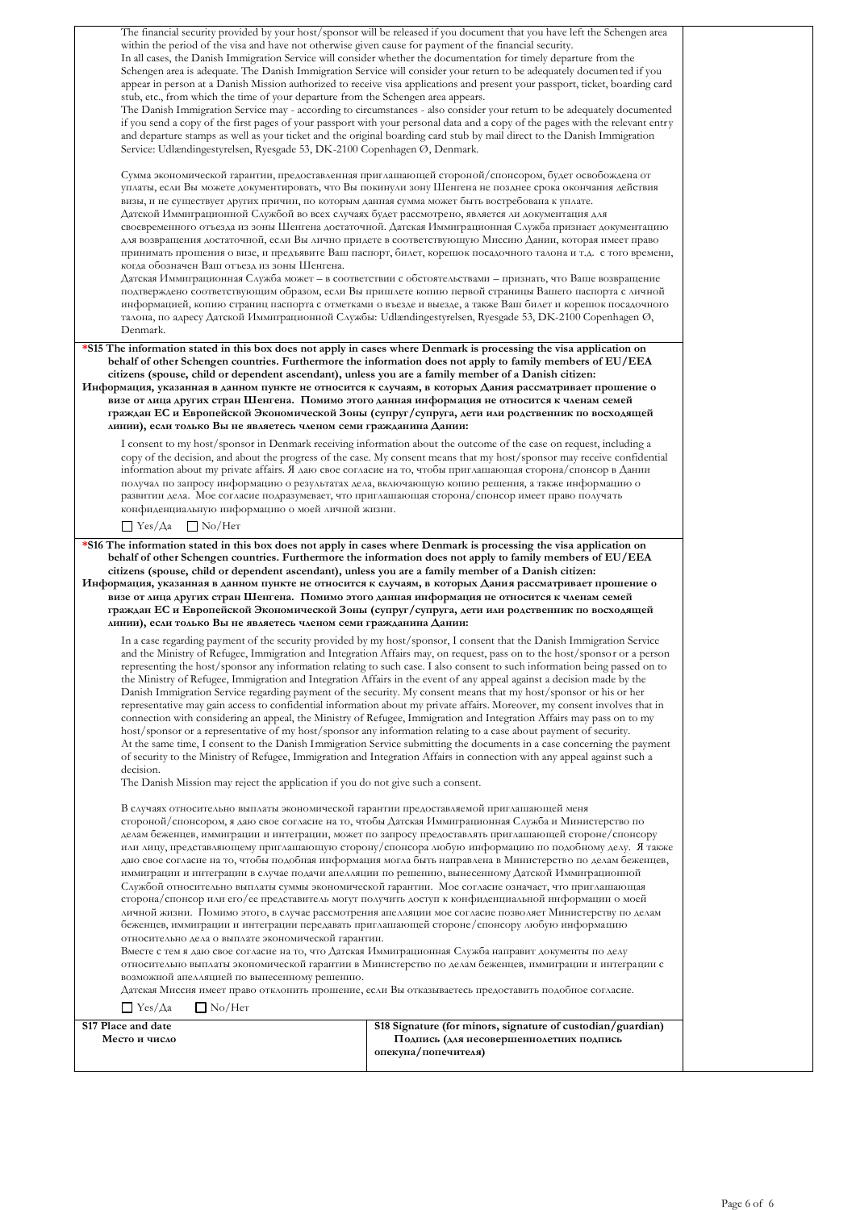The financial security provided by your host/sponsor will be released if you document that you have left the Schengen area within the period of the visa and have not otherwise given cause for payment of the financial security.
In all cases, the Danish Immigration Service will consider whether the documentation for timely departure from the Schengen area is adequate. The Danish Immigration Service will consider your return to be adequately documented if you appear in person at a Danish Mission authorized to receive visa applications and present your passport, ticket, boarding card stub, etc., from which the time of your departure from the Schengen area appears.
The Danish Immigration Service may - according to circumstances - also consider your return to be adequately documented if you send a copy of the first pages of your passport with your personal data and a copy of the pages with the relevant entry and departure stamps as well as your ticket and the original boarding card stub by mail direct to the Danish Immigration Service: Udlændingestyrelsen, Ryesgade 53, DK-2100 Copenhagen Ø, Denmark.

Сумма экономической гарантии, предоставленная приглашающей стороной/спонсором, будет освобождена от уплаты, если Вы можете документировать, что Вы покинули зону Шенгена не позднее срока окончания действия визы, и не существует других причин, по которым данная сумма может быть востребована к уплате.
Датской Иммиграционной Службой во всех случаях будет рассмотрено, является ли документация для своевременного отъезда из зоны Шенгена достаточной. Датская Иммиграционная Служба признает документацию для возвращения достаточной, если Вы лично придете в соответствующую Миссию Дании, которая имеет право принимать прошения о визе, и предъявите Ваш паспорт, билет, корешок посадочного талона и т.д. с того времени, когда обозначен Ваш отъезд из зоны Шенгена.
Датская Иммиграционная Служба может – в соответствии с обстоятельствами – признать, что Ваше возвращение подтверждено соответствующим образом, если Вы пришлете копию первой страницы Вашего паспорта с личной информацией, копию страниц паспорта с отметками о въезде и выезде, а также Ваш билет и корешок посадочного талона, по адресу Датской Иммиграционной Службы: Udlændingestyrelsen, Ryesgade 53, DK-2100 Copenhagen Ø, Denmark.

**\*S15 The information stated in this box does not apply in cases where Denmark is processing the visa application on behalf of other Schengen countries. Furthermore the information does not apply to family members of EU/EEA citizens (spouse, child or dependent ascendant), unless you are a family member of a Danish citizen:**
**Информация, указанная в данном пункте не относится к случаям, в которых Дания рассматривает прошение о визе от лица других стран Шенгена. Помимо этого данная информация не относится к членам семей граждан ЕС и Европейской Экономической Зоны (супруг/супруга, дети или родственник по восходящей линии), если только Вы не являетесь членом семи гражданина Дании:**

I consent to my host/sponsor in Denmark receiving information about the outcome of the case on request, including a copy of the decision, and about the progress of the case. My consent means that my host/sponsor may receive confidential information about my private affairs. Я даю свое согласие на то, чтобы приглашающая сторона/спонсор в Дании получал по запросу информацию о результатах дела, включающую копию решения, а также информацию о развитии дела. Мое согласие подразумевает, что приглашающая сторона/спонсор имеет право получать конфиденциальную информацию о моей личной жизни.

☐ Yes/Да ☐ No/Нет

**\*S16 The information stated in this box does not apply in cases where Denmark is processing the visa application on behalf of other Schengen countries. Furthermore the information does not apply to family members of EU/EEA citizens (spouse, child or dependent ascendant), unless you are a family member of a Danish citizen:**
**Информация, указанная в данном пункте не относится к случаям, в которых Дания рассматривает прошение о визе от лица других стран Шенгена. Помимо этого данная информация не относится к членам семей граждан ЕС и Европейской Экономической Зоны (супруг/супруга, дети или родственник по восходящей линии), если только Вы не являетесь членом семи гражданина Дании:**

In a case regarding payment of the security provided by my host/sponsor, I consent that the Danish Immigration Service and the Ministry of Refugee, Immigration and Integration Affairs may, on request, pass on to the host/sponsor or a person representing the host/sponsor any information relating to such case. I also consent to such information being passed on to the Ministry of Refugee, Immigration and Integration Affairs in the event of any appeal against a decision made by the Danish Immigration Service regarding payment of the security. My consent means that my host/sponsor or his or her representative may gain access to confidential information about my private affairs. Moreover, my consent involves that in connection with considering an appeal, the Ministry of Refugee, Immigration and Integration Affairs may pass on to my host/sponsor or a representative of my host/sponsor any information relating to a case about payment of security.
At the same time, I consent to the Danish Immigration Service submitting the documents in a case concerning the payment of security to the Ministry of Refugee, Immigration and Integration Affairs in connection with any appeal against such a decision.
The Danish Mission may reject the application if you do not give such a consent.

В случаях относительно выплаты экономической гарантии предоставляемой приглашающей меня стороной/спонсором, я даю свое согласие на то, чтобы Датская Иммиграционная Служба и Министерство по делам беженцев, иммиграции и интеграции, может по запросу предоставлять приглашающей стороне/спонсору или лицу, представляющему приглашающую сторону/спонсора любую информацию по подобному делу. Я также даю свое согласие на то, чтобы подобная информация могла быть направлена в Министерство по делам беженцев, иммиграции и интеграции в случае подачи апелляции по решению, вынесенному Датской Иммиграционной Службой относительно выплаты суммы экономической гарантии. Мое согласие означает, что приглашающая сторона/спонсор или его/ее представитель могут получить доступ к конфиденциальной информации о моей личной жизни. Помимо этого, в случае рассмотрения апелляции мое согласие позволяет Министерству по делам беженцев, иммиграции и интеграции передавать приглашающей стороне/спонсору любую информацию относительно дела о выплате экономической гарантии.
Вместе с тем я даю свое согласие на то, что Датская Иммиграционная Служба направит документы по делу относительно выплаты экономической гарантии в Министерство по делам беженцев, иммиграции и интеграции с возможной апелляцией по вынесенному решению.
Датская Миссия имеет право отклонить прошение, если Вы отказываетесь предоставить подобное согласие.

☐ Yes/Да ☐ No/Нет

| **S17 Place and date**<br>**Место и число** | **S18 Signature (for minors, signature of custodian/guardian)**<br>**Подпись (для несовершеннолетних подпись опекуна/попечителя)** |
|---|---|
| | |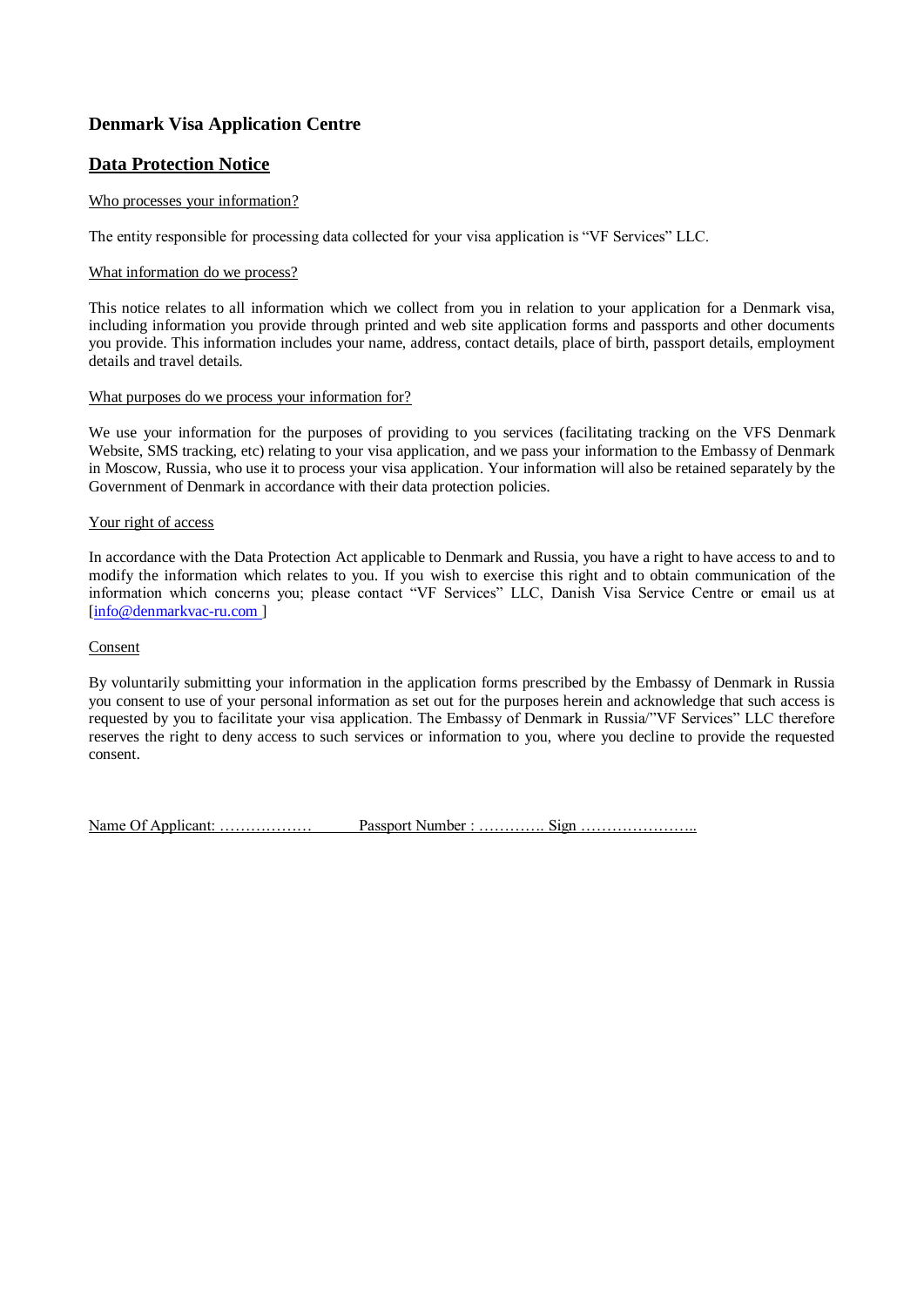**Denmark Visa Application Centre**

## **Data Protection Notice**

Who processes your information?

The entity responsible for processing data collected for your visa application is "VF Services" LLC.

What information do we process?

This notice relates to all information which we collect from you in relation to your application for a Denmark visa, including information you provide through printed and web site application forms and passports and other documents you provide. This information includes your name, address, contact details, place of birth, passport details, employment details and travel details.

What purposes do we process your information for?

We use your information for the purposes of providing to you services (facilitating tracking on the VFS Denmark Website, SMS tracking, etc) relating to your visa application, and we pass your information to the Embassy of Denmark in Moscow, Russia, who use it to process your visa application. Your information will also be retained separately by the Government of Denmark in accordance with their data protection policies.

Your right of access

In accordance with the Data Protection Act applicable to Denmark and Russia, you have a right to have access to and to modify the information which relates to you. If you wish to exercise this right and to obtain communication of the information which concerns you; please contact "VF Services" LLC, Danish Visa Service Centre or email us at [info@denmarkvac-ru.com ]

Consent

By voluntarily submitting your information in the application forms prescribed by the Embassy of Denmark in Russia you consent to use of your personal information as set out for the purposes herein and acknowledge that such access is requested by you to facilitate your visa application. The Embassy of Denmark in Russia/"VF Services" LLC therefore reserves the right to deny access to such services or information to you, where you decline to provide the requested consent.

Name Of Applicant: ……………… Passport Number : …………. Sign …………………..